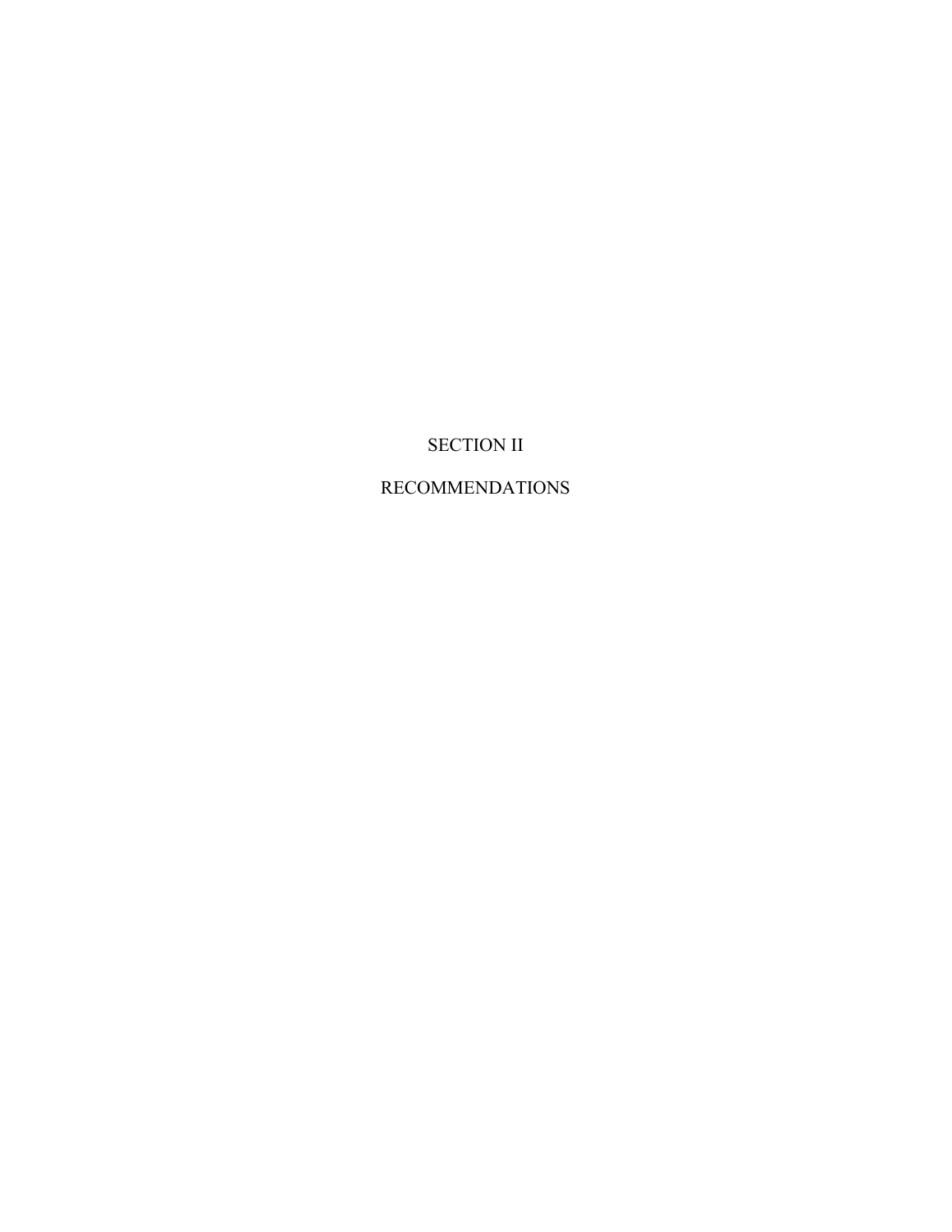# SECTION II

# RECOMMENDATIONS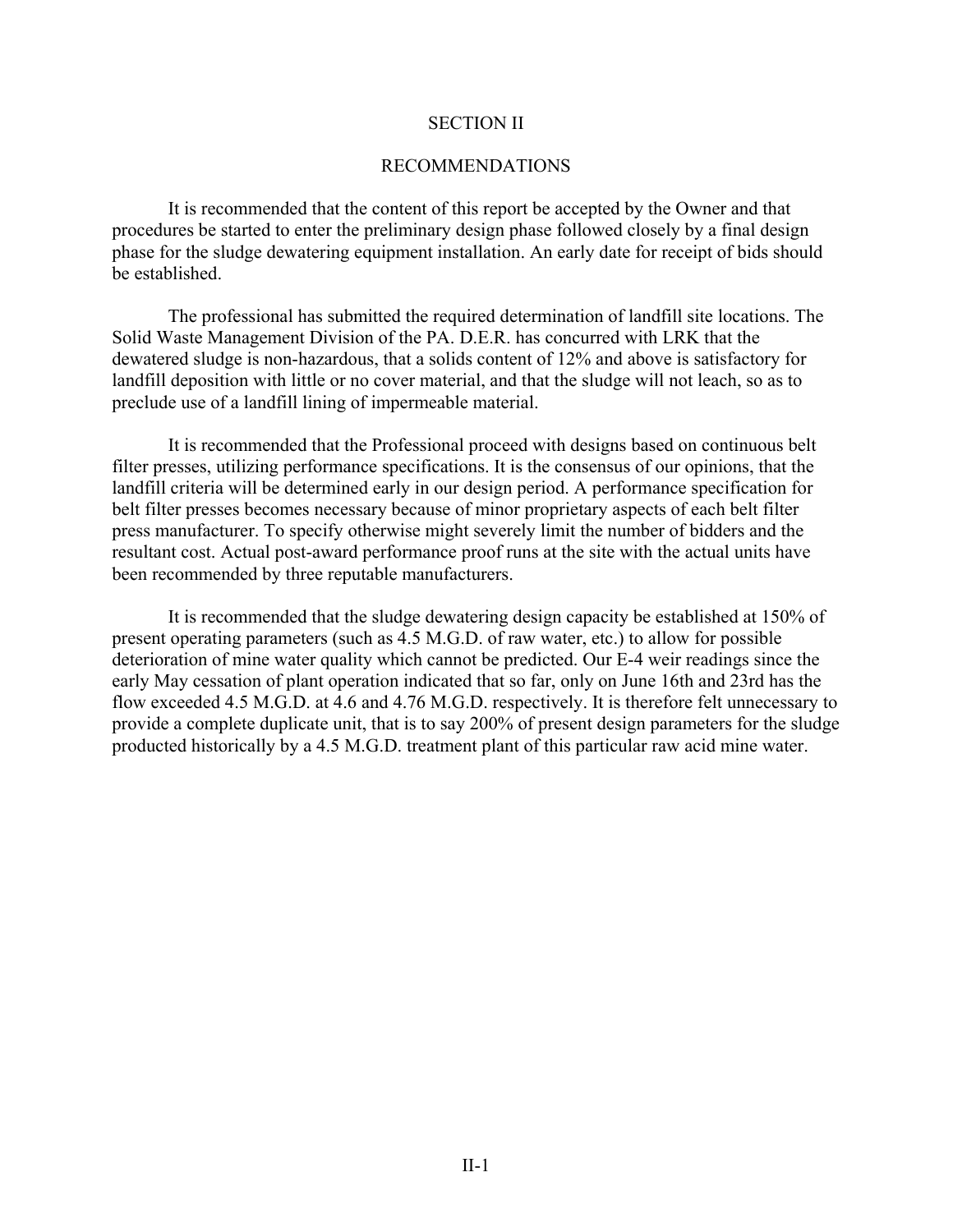# SECTION II

## RECOMMENDATIONS

It is recommended that the content of this report be accepted by the Owner and that procedures be started to enter the preliminary design phase followed closely by a final design phase for the sludge dewatering equipment installation. An early date for receipt of bids should be established.

The professional has submitted the required determination of landfill site locations. The Solid Waste Management Division of the PA. D.E.R. has concurred with LRK that the dewatered sludge is non-hazardous, that a solids content of 12% and above is satisfactory for landfill deposition with little or no cover material, and that the sludge will not leach, so as to preclude use of a landfill lining of impermeable material.

It is recommended that the Professional proceed with designs based on continuous belt filter presses, utilizing performance specifications. It is the consensus of our opinions, that the landfill criteria will be determined early in our design period. A performance specification for belt filter presses becomes necessary because of minor proprietary aspects of each belt filter press manufacturer. To specify otherwise might severely limit the number of bidders and the resultant cost. Actual post-award performance proof runs at the site with the actual units have been recommended by three reputable manufacturers.

It is recommended that the sludge dewatering design capacity be established at 150% of present operating parameters (such as 4.5 M.G.D. of raw water, etc.) to allow for possible deterioration of mine water quality which cannot be predicted. Our E-4 weir readings since the early May cessation of plant operation indicated that so far, only on June 16th and 23rd has the flow exceeded 4.5 M.G.D. at 4.6 and 4.76 M.G.D. respectively. It is therefore felt unnecessary to provide a complete duplicate unit, that is to say 200% of present design parameters for the sludge producted historically by a 4.5 M.G.D. treatment plant of this particular raw acid mine water.